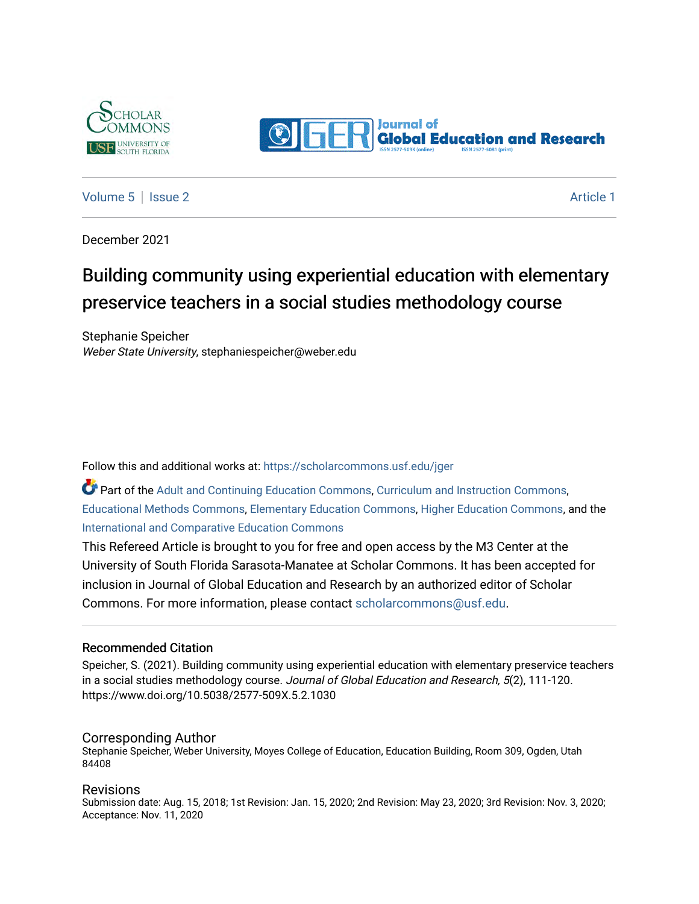Volume 5 | Issue 2 | Article 1

December 2021

# Building community using experiential education with elementary preservice teachers in a social studies methodology course

Stephanie Speicher
*Weber State University*, stephaniespeicher@weber.edu

Follow this and additional works at: https://scholarcommons.usf.edu/jger

Part of the Adult and Continuing Education Commons, Curriculum and Instruction Commons, Educational Methods Commons, Elementary Education Commons, Higher Education Commons, and the International and Comparative Education Commons

This Refereed Article is brought to you for free and open access by the M3 Center at the University of South Florida Sarasota-Manatee at Scholar Commons. It has been accepted for inclusion in Journal of Global Education and Research by an authorized editor of Scholar Commons. For more information, please contact scholarcommons@usf.edu.

## Recommended Citation

Speicher, S. (2021). Building community using experiential education with elementary preservice teachers in a social studies methodology course. *Journal of Global Education and Research, 5*(2), 111-120. https://www.doi.org/10.5038/2577-509X.5.2.1030

## Corresponding Author

Stephanie Speicher, Weber University, Moyes College of Education, Education Building, Room 309, Ogden, Utah 84408

## Revisions

Submission date: Aug. 15, 2018; 1st Revision: Jan. 15, 2020; 2nd Revision: May 23, 2020; 3rd Revision: Nov. 3, 2020; Acceptance: Nov. 11, 2020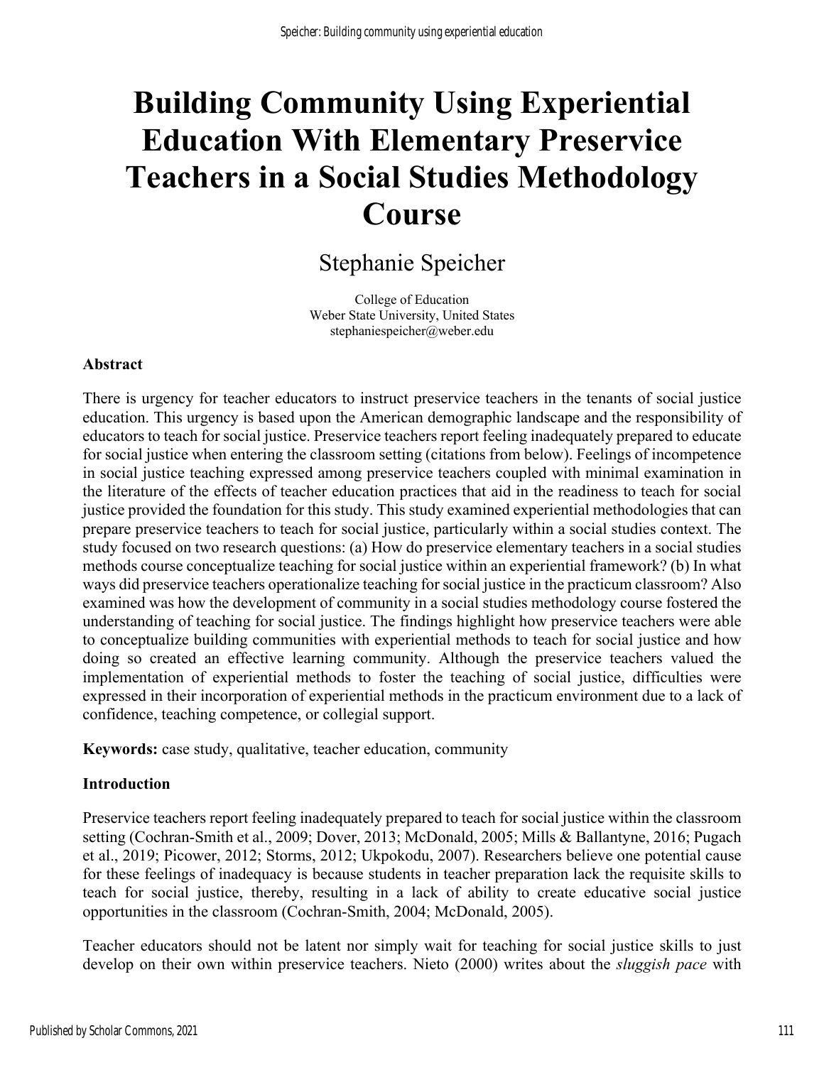# Building Community Using Experiential Education With Elementary Preservice Teachers in a Social Studies Methodology Course

Stephanie Speicher

College of Education
Weber State University, United States
stephaniespeicher@weber.edu

**Abstract**

There is urgency for teacher educators to instruct preservice teachers in the tenants of social justice education. This urgency is based upon the American demographic landscape and the responsibility of educators to teach for social justice. Preservice teachers report feeling inadequately prepared to educate for social justice when entering the classroom setting (citations from below). Feelings of incompetence in social justice teaching expressed among preservice teachers coupled with minimal examination in the literature of the effects of teacher education practices that aid in the readiness to teach for social justice provided the foundation for this study. This study examined experiential methodologies that can prepare preservice teachers to teach for social justice, particularly within a social studies context. The study focused on two research questions: (a) How do preservice elementary teachers in a social studies methods course conceptualize teaching for social justice within an experiential framework? (b) In what ways did preservice teachers operationalize teaching for social justice in the practicum classroom? Also examined was how the development of community in a social studies methodology course fostered the understanding of teaching for social justice. The findings highlight how preservice teachers were able to conceptualize building communities with experiential methods to teach for social justice and how doing so created an effective learning community. Although the preservice teachers valued the implementation of experiential methods to foster the teaching of social justice, difficulties were expressed in their incorporation of experiential methods in the practicum environment due to a lack of confidence, teaching competence, or collegial support.

**Keywords:** case study, qualitative, teacher education, community

**Introduction**

Preservice teachers report feeling inadequately prepared to teach for social justice within the classroom setting (Cochran-Smith et al., 2009; Dover, 2013; McDonald, 2005; Mills & Ballantyne, 2016; Pugach et al., 2019; Picower, 2012; Storms, 2012; Ukpokodu, 2007). Researchers believe one potential cause for these feelings of inadequacy is because students in teacher preparation lack the requisite skills to teach for social justice, thereby, resulting in a lack of ability to create educative social justice opportunities in the classroom (Cochran-Smith, 2004; McDonald, 2005).

Teacher educators should not be latent nor simply wait for teaching for social justice skills to just develop on their own within preservice teachers. Nieto (2000) writes about the *sluggish pace* with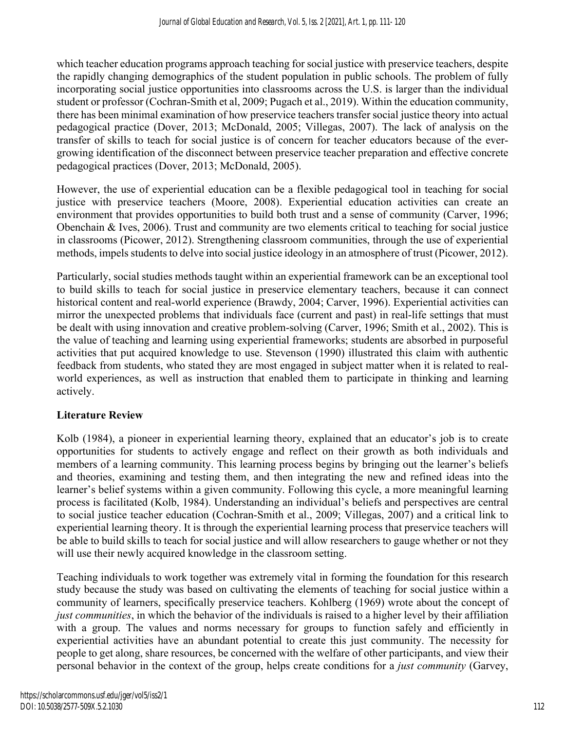which teacher education programs approach teaching for social justice with preservice teachers, despite the rapidly changing demographics of the student population in public schools. The problem of fully incorporating social justice opportunities into classrooms across the U.S. is larger than the individual student or professor (Cochran-Smith et al, 2009; Pugach et al., 2019). Within the education community, there has been minimal examination of how preservice teachers transfer social justice theory into actual pedagogical practice (Dover, 2013; McDonald, 2005; Villegas, 2007). The lack of analysis on the transfer of skills to teach for social justice is of concern for teacher educators because of the ever-growing identification of the disconnect between preservice teacher preparation and effective concrete pedagogical practices (Dover, 2013; McDonald, 2005).

However, the use of experiential education can be a flexible pedagogical tool in teaching for social justice with preservice teachers (Moore, 2008). Experiential education activities can create an environment that provides opportunities to build both trust and a sense of community (Carver, 1996; Obenchain & Ives, 2006). Trust and community are two elements critical to teaching for social justice in classrooms (Picower, 2012). Strengthening classroom communities, through the use of experiential methods, impels students to delve into social justice ideology in an atmosphere of trust (Picower, 2012).

Particularly, social studies methods taught within an experiential framework can be an exceptional tool to build skills to teach for social justice in preservice elementary teachers, because it can connect historical content and real-world experience (Brawdy, 2004; Carver, 1996). Experiential activities can mirror the unexpected problems that individuals face (current and past) in real-life settings that must be dealt with using innovation and creative problem-solving (Carver, 1996; Smith et al., 2002). This is the value of teaching and learning using experiential frameworks; students are absorbed in purposeful activities that put acquired knowledge to use. Stevenson (1990) illustrated this claim with authentic feedback from students, who stated they are most engaged in subject matter when it is related to real-world experiences, as well as instruction that enabled them to participate in thinking and learning actively.

## Literature Review

Kolb (1984), a pioneer in experiential learning theory, explained that an educator's job is to create opportunities for students to actively engage and reflect on their growth as both individuals and members of a learning community. This learning process begins by bringing out the learner's beliefs and theories, examining and testing them, and then integrating the new and refined ideas into the learner's belief systems within a given community. Following this cycle, a more meaningful learning process is facilitated (Kolb, 1984). Understanding an individual's beliefs and perspectives are central to social justice teacher education (Cochran-Smith et al., 2009; Villegas, 2007) and a critical link to experiential learning theory. It is through the experiential learning process that preservice teachers will be able to build skills to teach for social justice and will allow researchers to gauge whether or not they will use their newly acquired knowledge in the classroom setting.

Teaching individuals to work together was extremely vital in forming the foundation for this research study because the study was based on cultivating the elements of teaching for social justice within a community of learners, specifically preservice teachers. Kohlberg (1969) wrote about the concept of *just communities*, in which the behavior of the individuals is raised to a higher level by their affiliation with a group. The values and norms necessary for groups to function safely and efficiently in experiential activities have an abundant potential to create this just community. The necessity for people to get along, share resources, be concerned with the welfare of other participants, and view their personal behavior in the context of the group, helps create conditions for a *just community* (Garvey,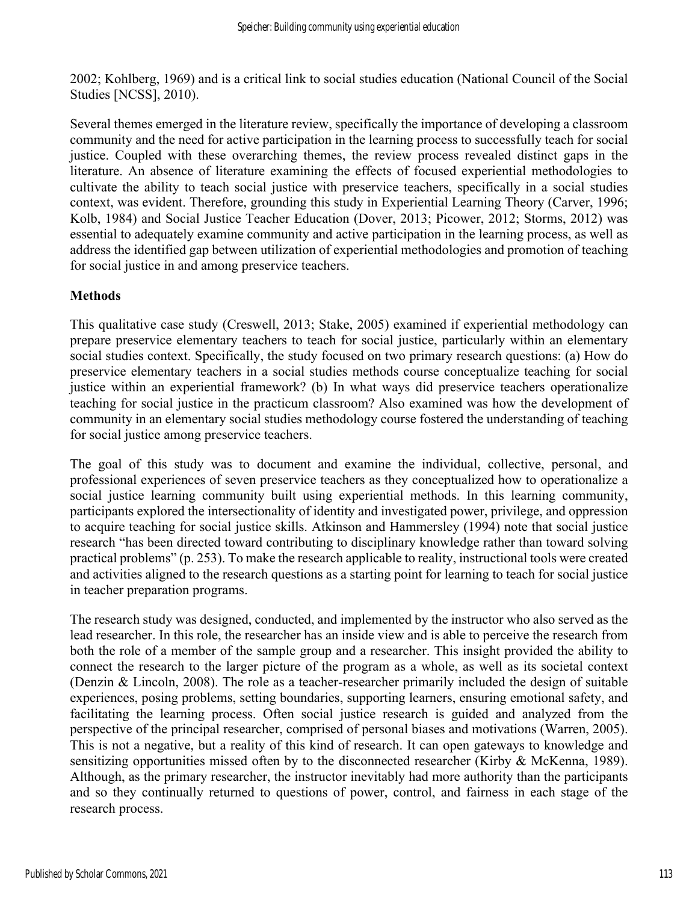2002; Kohlberg, 1969) and is a critical link to social studies education (National Council of the Social Studies [NCSS], 2010).

Several themes emerged in the literature review, specifically the importance of developing a classroom community and the need for active participation in the learning process to successfully teach for social justice. Coupled with these overarching themes, the review process revealed distinct gaps in the literature. An absence of literature examining the effects of focused experiential methodologies to cultivate the ability to teach social justice with preservice teachers, specifically in a social studies context, was evident. Therefore, grounding this study in Experiential Learning Theory (Carver, 1996; Kolb, 1984) and Social Justice Teacher Education (Dover, 2013; Picower, 2012; Storms, 2012) was essential to adequately examine community and active participation in the learning process, as well as address the identified gap between utilization of experiential methodologies and promotion of teaching for social justice in and among preservice teachers.

## Methods

This qualitative case study (Creswell, 2013; Stake, 2005) examined if experiential methodology can prepare preservice elementary teachers to teach for social justice, particularly within an elementary social studies context. Specifically, the study focused on two primary research questions: (a) How do preservice elementary teachers in a social studies methods course conceptualize teaching for social justice within an experiential framework? (b) In what ways did preservice teachers operationalize teaching for social justice in the practicum classroom? Also examined was how the development of community in an elementary social studies methodology course fostered the understanding of teaching for social justice among preservice teachers.

The goal of this study was to document and examine the individual, collective, personal, and professional experiences of seven preservice teachers as they conceptualized how to operationalize a social justice learning community built using experiential methods. In this learning community, participants explored the intersectionality of identity and investigated power, privilege, and oppression to acquire teaching for social justice skills. Atkinson and Hammersley (1994) note that social justice research "has been directed toward contributing to disciplinary knowledge rather than toward solving practical problems" (p. 253). To make the research applicable to reality, instructional tools were created and activities aligned to the research questions as a starting point for learning to teach for social justice in teacher preparation programs.

The research study was designed, conducted, and implemented by the instructor who also served as the lead researcher. In this role, the researcher has an inside view and is able to perceive the research from both the role of a member of the sample group and a researcher. This insight provided the ability to connect the research to the larger picture of the program as a whole, as well as its societal context (Denzin & Lincoln, 2008). The role as a teacher-researcher primarily included the design of suitable experiences, posing problems, setting boundaries, supporting learners, ensuring emotional safety, and facilitating the learning process. Often social justice research is guided and analyzed from the perspective of the principal researcher, comprised of personal biases and motivations (Warren, 2005). This is not a negative, but a reality of this kind of research. It can open gateways to knowledge and sensitizing opportunities missed often by to the disconnected researcher (Kirby & McKenna, 1989). Although, as the primary researcher, the instructor inevitably had more authority than the participants and so they continually returned to questions of power, control, and fairness in each stage of the research process.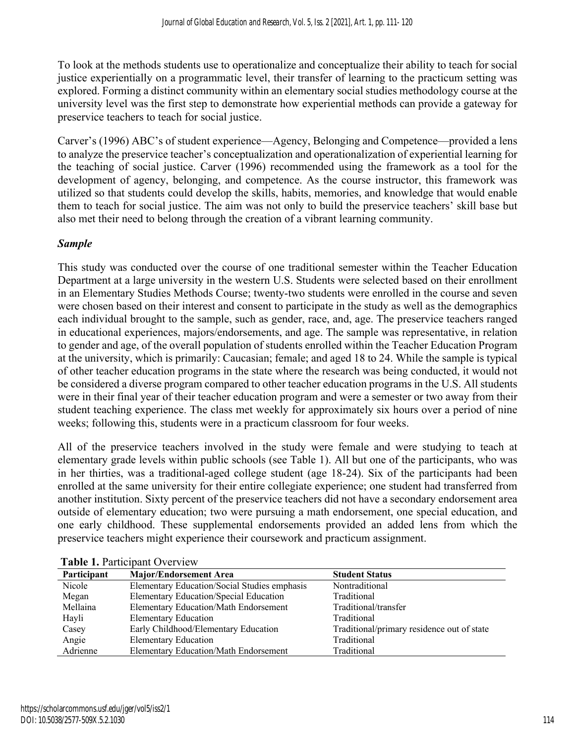To look at the methods students use to operationalize and conceptualize their ability to teach for social justice experientially on a programmatic level, their transfer of learning to the practicum setting was explored. Forming a distinct community within an elementary social studies methodology course at the university level was the first step to demonstrate how experiential methods can provide a gateway for preservice teachers to teach for social justice.

Carver's (1996) ABC's of student experience—Agency, Belonging and Competence—provided a lens to analyze the preservice teacher's conceptualization and operationalization of experiential learning for the teaching of social justice. Carver (1996) recommended using the framework as a tool for the development of agency, belonging, and competence. As the course instructor, this framework was utilized so that students could develop the skills, habits, memories, and knowledge that would enable them to teach for social justice. The aim was not only to build the preservice teachers' skill base but also met their need to belong through the creation of a vibrant learning community.

### *Sample*

This study was conducted over the course of one traditional semester within the Teacher Education Department at a large university in the western U.S. Students were selected based on their enrollment in an Elementary Studies Methods Course; twenty-two students were enrolled in the course and seven were chosen based on their interest and consent to participate in the study as well as the demographics each individual brought to the sample, such as gender, race, and, age. The preservice teachers ranged in educational experiences, majors/endorsements, and age. The sample was representative, in relation to gender and age, of the overall population of students enrolled within the Teacher Education Program at the university, which is primarily: Caucasian; female; and aged 18 to 24. While the sample is typical of other teacher education programs in the state where the research was being conducted, it would not be considered a diverse program compared to other teacher education programs in the U.S. All students were in their final year of their teacher education program and were a semester or two away from their student teaching experience. The class met weekly for approximately six hours over a period of nine weeks; following this, students were in a practicum classroom for four weeks.

All of the preservice teachers involved in the study were female and were studying to teach at elementary grade levels within public schools (see Table 1). All but one of the participants, who was in her thirties, was a traditional-aged college student (age 18-24). Six of the participants had been enrolled at the same university for their entire collegiate experience; one student had transferred from another institution. Sixty percent of the preservice teachers did not have a secondary endorsement area outside of elementary education; two were pursuing a math endorsement, one special education, and one early childhood. These supplemental endorsements provided an added lens from which the preservice teachers might experience their coursework and practicum assignment.

**Table 1.** Participant Overview

| Participant | Major/Endorsement Area | Student Status |
| --- | --- | --- |
| Nicole | Elementary Education/Social Studies emphasis | Nontraditional |
| Megan | Elementary Education/Special Education | Traditional |
| Mellaina | Elementary Education/Math Endorsement | Traditional/transfer |
| Hayli | Elementary Education | Traditional |
| Casey | Early Childhood/Elementary Education | Traditional/primary residence out of state |
| Angie | Elementary Education | Traditional |
| Adrienne | Elementary Education/Math Endorsement | Traditional |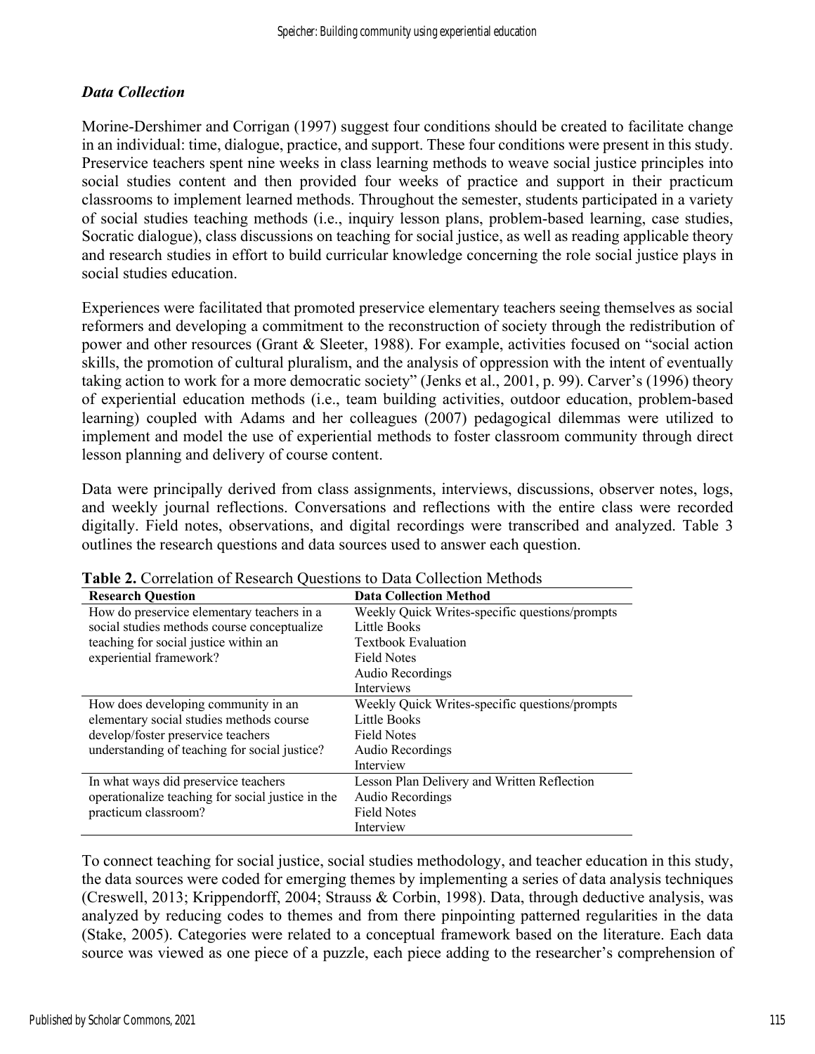### *Data Collection*

Morine-Dershimer and Corrigan (1997) suggest four conditions should be created to facilitate change in an individual: time, dialogue, practice, and support. These four conditions were present in this study. Preservice teachers spent nine weeks in class learning methods to weave social justice principles into social studies content and then provided four weeks of practice and support in their practicum classrooms to implement learned methods. Throughout the semester, students participated in a variety of social studies teaching methods (i.e., inquiry lesson plans, problem-based learning, case studies, Socratic dialogue), class discussions on teaching for social justice, as well as reading applicable theory and research studies in effort to build curricular knowledge concerning the role social justice plays in social studies education.

Experiences were facilitated that promoted preservice elementary teachers seeing themselves as social reformers and developing a commitment to the reconstruction of society through the redistribution of power and other resources (Grant & Sleeter, 1988). For example, activities focused on "social action skills, the promotion of cultural pluralism, and the analysis of oppression with the intent of eventually taking action to work for a more democratic society" (Jenks et al., 2001, p. 99). Carver's (1996) theory of experiential education methods (i.e., team building activities, outdoor education, problem-based learning) coupled with Adams and her colleagues (2007) pedagogical dilemmas were utilized to implement and model the use of experiential methods to foster classroom community through direct lesson planning and delivery of course content.

Data were principally derived from class assignments, interviews, discussions, observer notes, logs, and weekly journal reflections. Conversations and reflections with the entire class were recorded digitally. Field notes, observations, and digital recordings were transcribed and analyzed. Table 3 outlines the research questions and data sources used to answer each question.

**Table 2.** Correlation of Research Questions to Data Collection Methods

| Research Question | Data Collection Method |
|---|---|
| How do preservice elementary teachers in a social studies methods course conceptualize teaching for social justice within an experiential framework? | Weekly Quick Writes-specific questions/prompts<br>Little Books<br>Textbook Evaluation<br>Field Notes<br>Audio Recordings<br>Interviews |
| How does developing community in an elementary social studies methods course develop/foster preservice teachers understanding of teaching for social justice? | Weekly Quick Writes-specific questions/prompts<br>Little Books<br>Field Notes<br>Audio Recordings<br>Interview |
| In what ways did preservice teachers operationalize teaching for social justice in the practicum classroom? | Lesson Plan Delivery and Written Reflection<br>Audio Recordings<br>Field Notes<br>Interview |

To connect teaching for social justice, social studies methodology, and teacher education in this study, the data sources were coded for emerging themes by implementing a series of data analysis techniques (Creswell, 2013; Krippendorff, 2004; Strauss & Corbin, 1998). Data, through deductive analysis, was analyzed by reducing codes to themes and from there pinpointing patterned regularities in the data (Stake, 2005). Categories were related to a conceptual framework based on the literature. Each data source was viewed as one piece of a puzzle, each piece adding to the researcher's comprehension of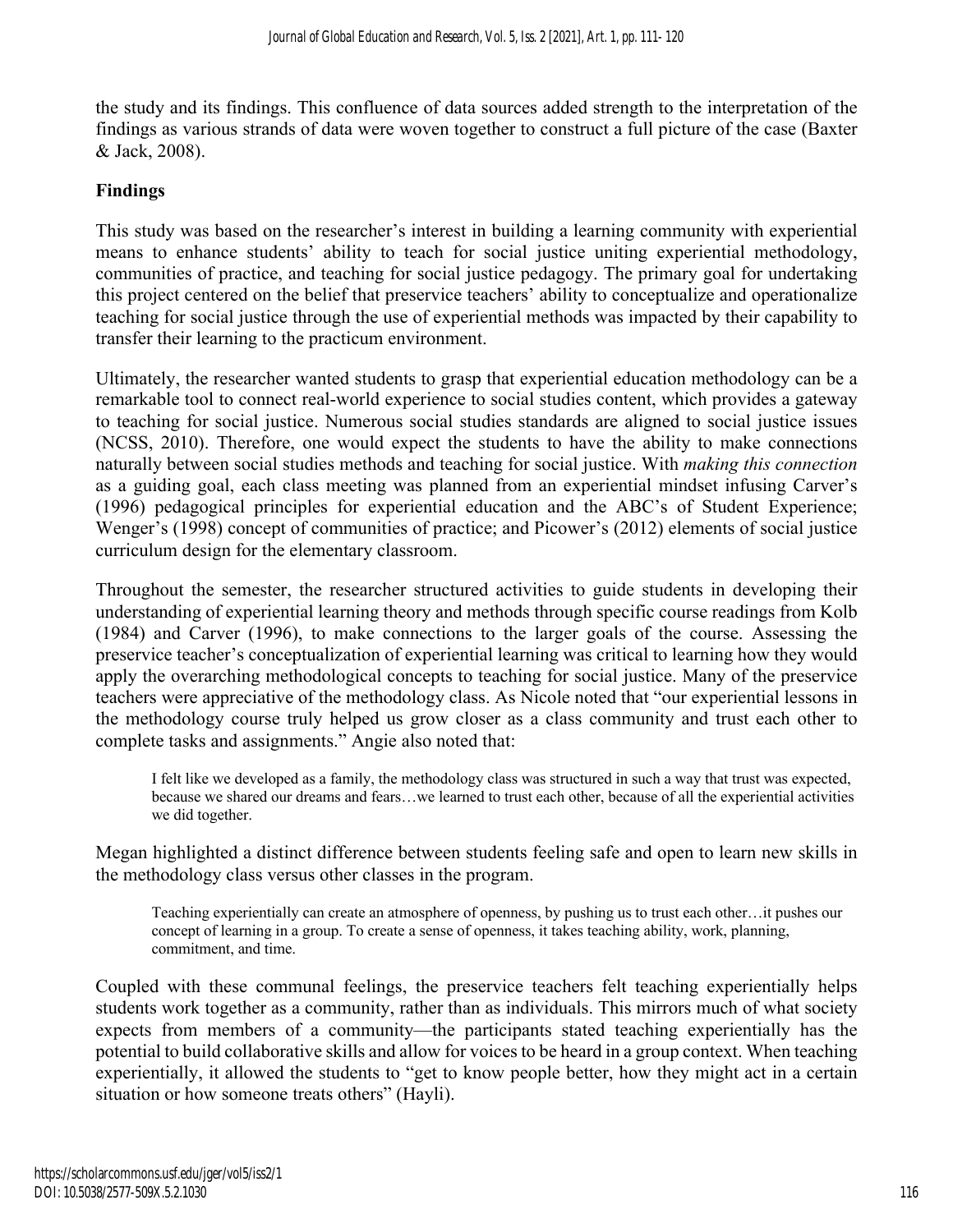the study and its findings. This confluence of data sources added strength to the interpretation of the findings as various strands of data were woven together to construct a full picture of the case (Baxter & Jack, 2008).

## Findings

This study was based on the researcher's interest in building a learning community with experiential means to enhance students' ability to teach for social justice uniting experiential methodology, communities of practice, and teaching for social justice pedagogy. The primary goal for undertaking this project centered on the belief that preservice teachers' ability to conceptualize and operationalize teaching for social justice through the use of experiential methods was impacted by their capability to transfer their learning to the practicum environment.

Ultimately, the researcher wanted students to grasp that experiential education methodology can be a remarkable tool to connect real-world experience to social studies content, which provides a gateway to teaching for social justice. Numerous social studies standards are aligned to social justice issues (NCSS, 2010). Therefore, one would expect the students to have the ability to make connections naturally between social studies methods and teaching for social justice. With *making this connection* as a guiding goal, each class meeting was planned from an experiential mindset infusing Carver's (1996) pedagogical principles for experiential education and the ABC's of Student Experience; Wenger's (1998) concept of communities of practice; and Picower's (2012) elements of social justice curriculum design for the elementary classroom.

Throughout the semester, the researcher structured activities to guide students in developing their understanding of experiential learning theory and methods through specific course readings from Kolb (1984) and Carver (1996), to make connections to the larger goals of the course. Assessing the preservice teacher's conceptualization of experiential learning was critical to learning how they would apply the overarching methodological concepts to teaching for social justice. Many of the preservice teachers were appreciative of the methodology class. As Nicole noted that "our experiential lessons in the methodology course truly helped us grow closer as a class community and trust each other to complete tasks and assignments." Angie also noted that:

> I felt like we developed as a family, the methodology class was structured in such a way that trust was expected, because we shared our dreams and fears…we learned to trust each other, because of all the experiential activities we did together.

Megan highlighted a distinct difference between students feeling safe and open to learn new skills in the methodology class versus other classes in the program.

> Teaching experientially can create an atmosphere of openness, by pushing us to trust each other…it pushes our concept of learning in a group. To create a sense of openness, it takes teaching ability, work, planning, commitment, and time.

Coupled with these communal feelings, the preservice teachers felt teaching experientially helps students work together as a community, rather than as individuals. This mirrors much of what society expects from members of a community—the participants stated teaching experientially has the potential to build collaborative skills and allow for voices to be heard in a group context. When teaching experientially, it allowed the students to "get to know people better, how they might act in a certain situation or how someone treats others" (Hayli).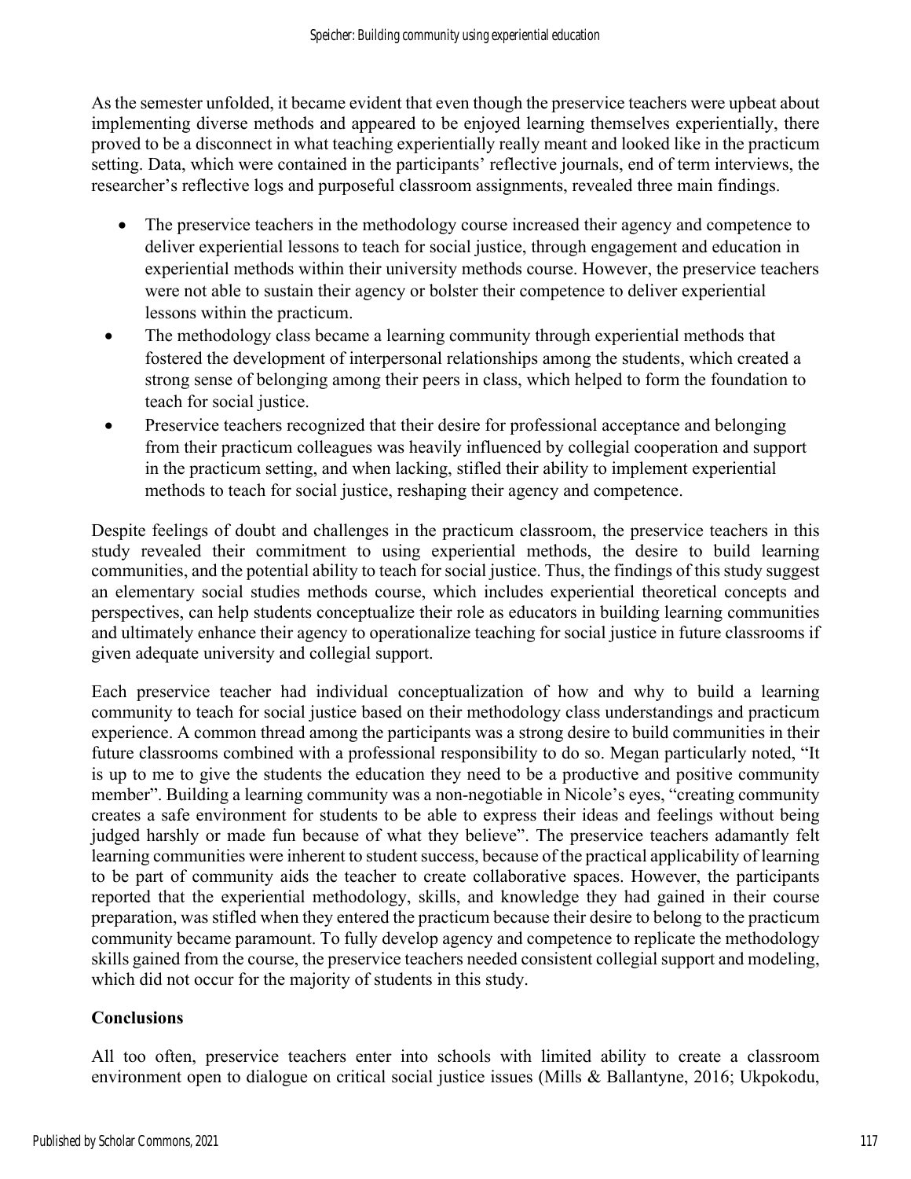As the semester unfolded, it became evident that even though the preservice teachers were upbeat about implementing diverse methods and appeared to be enjoyed learning themselves experientially, there proved to be a disconnect in what teaching experientially really meant and looked like in the practicum setting. Data, which were contained in the participants' reflective journals, end of term interviews, the researcher's reflective logs and purposeful classroom assignments, revealed three main findings.

- The preservice teachers in the methodology course increased their agency and competence to deliver experiential lessons to teach for social justice, through engagement and education in experiential methods within their university methods course. However, the preservice teachers were not able to sustain their agency or bolster their competence to deliver experiential lessons within the practicum.
- The methodology class became a learning community through experiential methods that fostered the development of interpersonal relationships among the students, which created a strong sense of belonging among their peers in class, which helped to form the foundation to teach for social justice.
- Preservice teachers recognized that their desire for professional acceptance and belonging from their practicum colleagues was heavily influenced by collegial cooperation and support in the practicum setting, and when lacking, stifled their ability to implement experiential methods to teach for social justice, reshaping their agency and competence.

Despite feelings of doubt and challenges in the practicum classroom, the preservice teachers in this study revealed their commitment to using experiential methods, the desire to build learning communities, and the potential ability to teach for social justice. Thus, the findings of this study suggest an elementary social studies methods course, which includes experiential theoretical concepts and perspectives, can help students conceptualize their role as educators in building learning communities and ultimately enhance their agency to operationalize teaching for social justice in future classrooms if given adequate university and collegial support.

Each preservice teacher had individual conceptualization of how and why to build a learning community to teach for social justice based on their methodology class understandings and practicum experience. A common thread among the participants was a strong desire to build communities in their future classrooms combined with a professional responsibility to do so. Megan particularly noted, "It is up to me to give the students the education they need to be a productive and positive community member". Building a learning community was a non-negotiable in Nicole's eyes, "creating community creates a safe environment for students to be able to express their ideas and feelings without being judged harshly or made fun because of what they believe". The preservice teachers adamantly felt learning communities were inherent to student success, because of the practical applicability of learning to be part of community aids the teacher to create collaborative spaces. However, the participants reported that the experiential methodology, skills, and knowledge they had gained in their course preparation, was stifled when they entered the practicum because their desire to belong to the practicum community became paramount. To fully develop agency and competence to replicate the methodology skills gained from the course, the preservice teachers needed consistent collegial support and modeling, which did not occur for the majority of students in this study.

## Conclusions

All too often, preservice teachers enter into schools with limited ability to create a classroom environment open to dialogue on critical social justice issues (Mills & Ballantyne, 2016; Ukpokodu,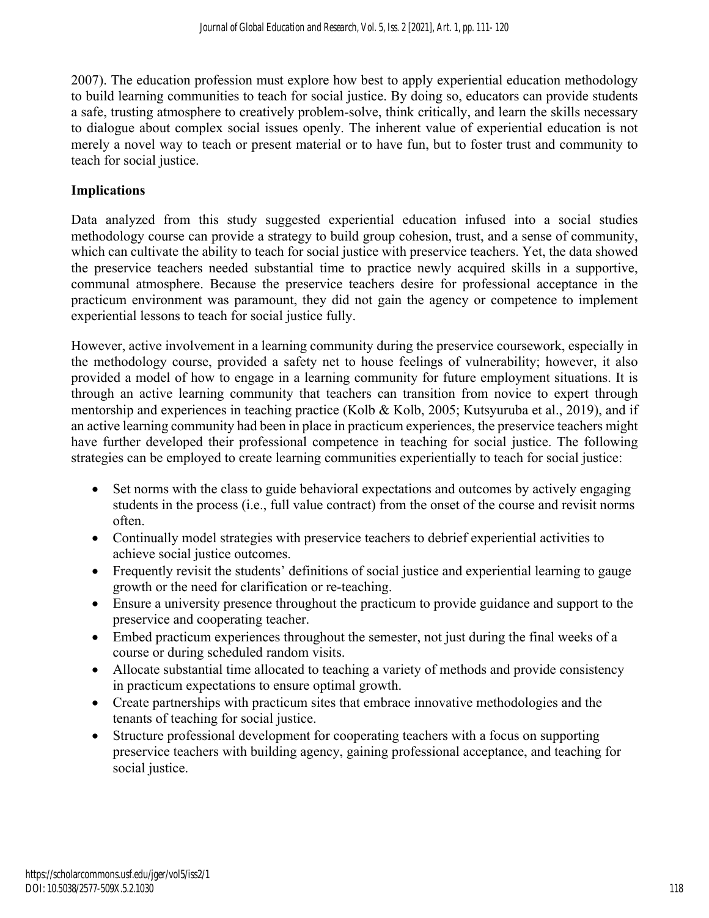2007). The education profession must explore how best to apply experiential education methodology to build learning communities to teach for social justice. By doing so, educators can provide students a safe, trusting atmosphere to creatively problem-solve, think critically, and learn the skills necessary to dialogue about complex social issues openly. The inherent value of experiential education is not merely a novel way to teach or present material or to have fun, but to foster trust and community to teach for social justice.

## Implications

Data analyzed from this study suggested experiential education infused into a social studies methodology course can provide a strategy to build group cohesion, trust, and a sense of community, which can cultivate the ability to teach for social justice with preservice teachers. Yet, the data showed the preservice teachers needed substantial time to practice newly acquired skills in a supportive, communal atmosphere. Because the preservice teachers desire for professional acceptance in the practicum environment was paramount, they did not gain the agency or competence to implement experiential lessons to teach for social justice fully.

However, active involvement in a learning community during the preservice coursework, especially in the methodology course, provided a safety net to house feelings of vulnerability; however, it also provided a model of how to engage in a learning community for future employment situations. It is through an active learning community that teachers can transition from novice to expert through mentorship and experiences in teaching practice (Kolb & Kolb, 2005; Kutsyuruba et al., 2019), and if an active learning community had been in place in practicum experiences, the preservice teachers might have further developed their professional competence in teaching for social justice. The following strategies can be employed to create learning communities experientially to teach for social justice:

- Set norms with the class to guide behavioral expectations and outcomes by actively engaging students in the process (i.e., full value contract) from the onset of the course and revisit norms often.
- Continually model strategies with preservice teachers to debrief experiential activities to achieve social justice outcomes.
- Frequently revisit the students' definitions of social justice and experiential learning to gauge growth or the need for clarification or re-teaching.
- Ensure a university presence throughout the practicum to provide guidance and support to the preservice and cooperating teacher.
- Embed practicum experiences throughout the semester, not just during the final weeks of a course or during scheduled random visits.
- Allocate substantial time allocated to teaching a variety of methods and provide consistency in practicum expectations to ensure optimal growth.
- Create partnerships with practicum sites that embrace innovative methodologies and the tenants of teaching for social justice.
- Structure professional development for cooperating teachers with a focus on supporting preservice teachers with building agency, gaining professional acceptance, and teaching for social justice.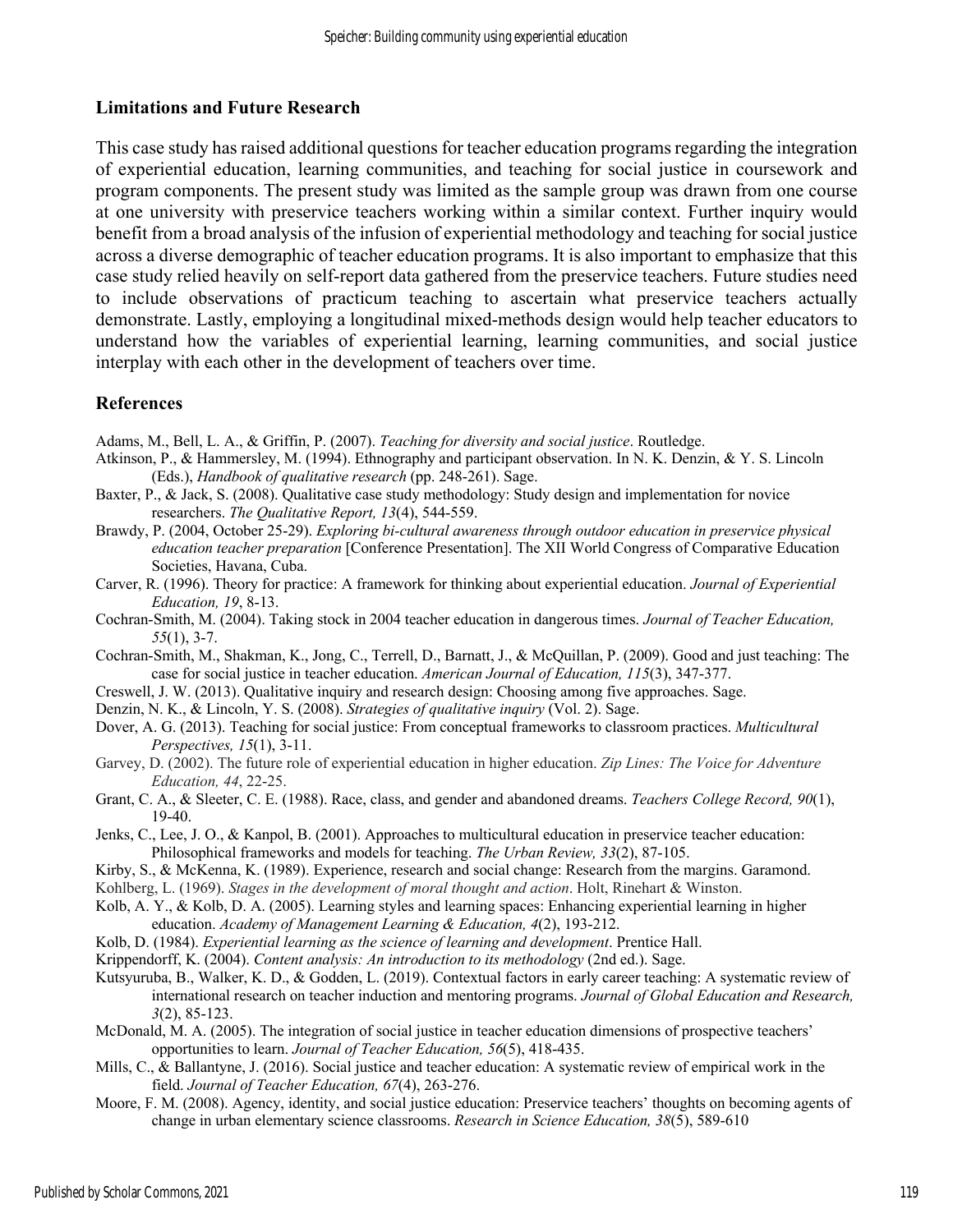## Limitations and Future Research

This case study has raised additional questions for teacher education programs regarding the integration of experiential education, learning communities, and teaching for social justice in coursework and program components. The present study was limited as the sample group was drawn from one course at one university with preservice teachers working within a similar context. Further inquiry would benefit from a broad analysis of the infusion of experiential methodology and teaching for social justice across a diverse demographic of teacher education programs. It is also important to emphasize that this case study relied heavily on self-report data gathered from the preservice teachers. Future studies need to include observations of practicum teaching to ascertain what preservice teachers actually demonstrate. Lastly, employing a longitudinal mixed-methods design would help teacher educators to understand how the variables of experiential learning, learning communities, and social justice interplay with each other in the development of teachers over time.

## References

Adams, M., Bell, L. A., & Griffin, P. (2007). *Teaching for diversity and social justice*. Routledge.

Atkinson, P., & Hammersley, M. (1994). Ethnography and participant observation. In N. K. Denzin, & Y. S. Lincoln (Eds.), *Handbook of qualitative research* (pp. 248-261). Sage.

Baxter, P., & Jack, S. (2008). Qualitative case study methodology: Study design and implementation for novice researchers. *The Qualitative Report, 13*(4), 544-559.

Brawdy, P. (2004, October 25-29). *Exploring bi-cultural awareness through outdoor education in preservice physical education teacher preparation* [Conference Presentation]. The XII World Congress of Comparative Education Societies, Havana, Cuba.

Carver, R. (1996). Theory for practice: A framework for thinking about experiential education. *Journal of Experiential Education, 19*, 8-13.

Cochran-Smith, M. (2004). Taking stock in 2004 teacher education in dangerous times. *Journal of Teacher Education, 55*(1), 3-7.

Cochran-Smith, M., Shakman, K., Jong, C., Terrell, D., Barnatt, J., & McQuillan, P. (2009). Good and just teaching: The case for social justice in teacher education. *American Journal of Education, 115*(3), 347-377.

Creswell, J. W. (2013). Qualitative inquiry and research design: Choosing among five approaches. Sage.

Denzin, N. K., & Lincoln, Y. S. (2008). *Strategies of qualitative inquiry* (Vol. 2). Sage.

Dover, A. G. (2013). Teaching for social justice: From conceptual frameworks to classroom practices. *Multicultural Perspectives, 15*(1), 3-11.

Garvey, D. (2002). The future role of experiential education in higher education. *Zip Lines: The Voice for Adventure Education, 44*, 22-25.

Grant, C. A., & Sleeter, C. E. (1988). Race, class, and gender and abandoned dreams. *Teachers College Record, 90*(1), 19-40.

Jenks, C., Lee, J. O., & Kanpol, B. (2001). Approaches to multicultural education in preservice teacher education: Philosophical frameworks and models for teaching. *The Urban Review, 33*(2), 87-105.

Kirby, S., & McKenna, K. (1989). Experience, research and social change: Research from the margins. Garamond.

Kohlberg, L. (1969). *Stages in the development of moral thought and action*. Holt, Rinehart & Winston.

Kolb, A. Y., & Kolb, D. A. (2005). Learning styles and learning spaces: Enhancing experiential learning in higher education. *Academy of Management Learning & Education, 4*(2), 193-212.

Kolb, D. (1984). *Experiential learning as the science of learning and development*. Prentice Hall.

Krippendorff, K. (2004). *Content analysis: An introduction to its methodology* (2nd ed.). Sage.

Kutsyuruba, B., Walker, K. D., & Godden, L. (2019). Contextual factors in early career teaching: A systematic review of international research on teacher induction and mentoring programs. *Journal of Global Education and Research, 3*(2), 85-123.

McDonald, M. A. (2005). The integration of social justice in teacher education dimensions of prospective teachers' opportunities to learn. *Journal of Teacher Education, 56*(5), 418-435.

Mills, C., & Ballantyne, J. (2016). Social justice and teacher education: A systematic review of empirical work in the field. *Journal of Teacher Education, 67*(4), 263-276.

Moore, F. M. (2008). Agency, identity, and social justice education: Preservice teachers' thoughts on becoming agents of change in urban elementary science classrooms. *Research in Science Education, 38*(5), 589-610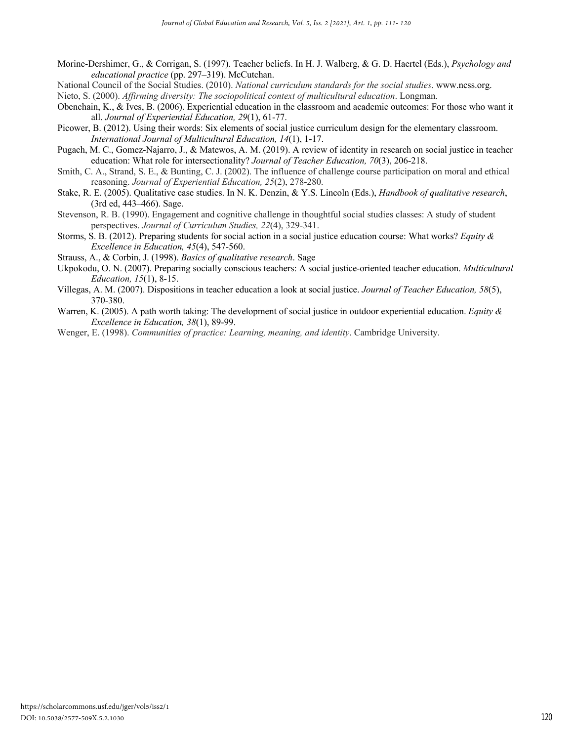Morine-Dershimer, G., & Corrigan, S. (1997). Teacher beliefs. In H. J. Walberg, & G. D. Haertel (Eds.), *Psychology and educational practice* (pp. 297–319). McCutchan.

National Council of the Social Studies. (2010). *National curriculum standards for the social studies*. www.ncss.org.

Nieto, S. (2000). *Affirming diversity: The sociopolitical context of multicultural education*. Longman.

Obenchain, K., & Ives, B. (2006). Experiential education in the classroom and academic outcomes: For those who want it all. *Journal of Experiential Education, 29*(1), 61-77.

Picower, B. (2012). Using their words: Six elements of social justice curriculum design for the elementary classroom. *International Journal of Multicultural Education, 14*(1), 1-17.

Pugach, M. C., Gomez-Najarro, J., & Matewos, A. M. (2019). A review of identity in research on social justice in teacher education: What role for intersectionality? *Journal of Teacher Education, 70*(3), 206-218.

Smith, C. A., Strand, S. E., & Bunting, C. J. (2002). The influence of challenge course participation on moral and ethical reasoning. *Journal of Experiential Education, 25*(2), 278-280.

Stake, R. E. (2005). Qualitative case studies. In N. K. Denzin, & Y.S. Lincoln (Eds.), *Handbook of qualitative research*, (3rd ed, 443–466). Sage.

Stevenson, R. B. (1990). Engagement and cognitive challenge in thoughtful social studies classes: A study of student perspectives. *Journal of Curriculum Studies, 22*(4), 329-341.

Storms, S. B. (2012). Preparing students for social action in a social justice education course: What works? *Equity & Excellence in Education, 45*(4), 547-560.

Strauss, A., & Corbin, J. (1998). *Basics of qualitative research*. Sage

Ukpokodu, O. N. (2007). Preparing socially conscious teachers: A social justice-oriented teacher education. *Multicultural Education, 15*(1), 8-15.

Villegas, A. M. (2007). Dispositions in teacher education a look at social justice. *Journal of Teacher Education, 58*(5), 370-380.

Warren, K. (2005). A path worth taking: The development of social justice in outdoor experiential education. *Equity & Excellence in Education, 38*(1), 89-99.

Wenger, E. (1998). *Communities of practice: Learning, meaning, and identity*. Cambridge University.